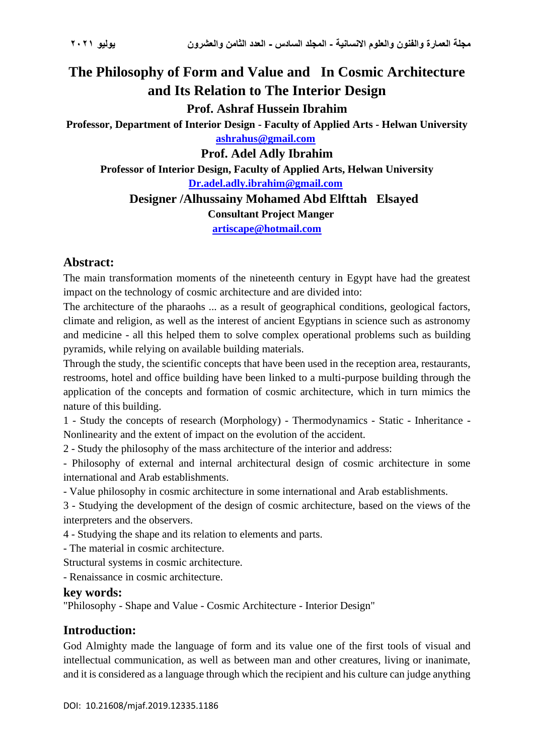# The Philosophy of Form and Value and In Cosmic Architecture and Its Relation to The Interior Design

**Prof. Ashraf Hussein Ibrahim**

**Professor, Department of Interior Design - Faculty of Applied Arts - Helwan University**

**ashrahus@gmail.com**

**Prof. Adel Adly Ibrahim**

**Professor of Interior Design, Faculty of Applied Arts, Helwan University**

**Dr.adel.adly.ibrahim@gmail.com**

**Designer /Alhussainy Mohamed Abd Elfttah Elsayed**

**Consultant Project Manger**

**artiscape@hotmail.com**

## Abstract:

The main transformation moments of the nineteenth century in Egypt have had the greatest impact on the technology of cosmic architecture and are divided into:

The architecture of the pharaohs ... as a result of geographical conditions, geological factors, climate and religion, as well as the interest of ancient Egyptians in science such as astronomy and medicine - all this helped them to solve complex operational problems such as building pyramids, while relying on available building materials.

Through the study, the scientific concepts that have been used in the reception area, restaurants, restrooms, hotel and office building have been linked to a multi-purpose building through the application of the concepts and formation of cosmic architecture, which in turn mimics the nature of this building.

1 - Study the concepts of research (Morphology) - Thermodynamics - Static - Inheritance - Nonlinearity and the extent of impact on the evolution of the accident.

2 - Study the philosophy of the mass architecture of the interior and address:

- Philosophy of external and internal architectural design of cosmic architecture in some international and Arab establishments.
- Value philosophy in cosmic architecture in some international and Arab establishments.

3 - Studying the development of the design of cosmic architecture, based on the views of the interpreters and the observers.

4 - Studying the shape and its relation to elements and parts.

- The material in cosmic architecture.

Structural systems in cosmic architecture.

- Renaissance in cosmic architecture.

## key words:

"Philosophy - Shape and Value - Cosmic Architecture - Interior Design"

## Introduction:

God Almighty made the language of form and its value one of the first tools of visual and intellectual communication, as well as between man and other creatures, living or inanimate, and it is considered as a language through which the recipient and his culture can judge anything

DOI: 10.21608/mjaf.2019.12335.1186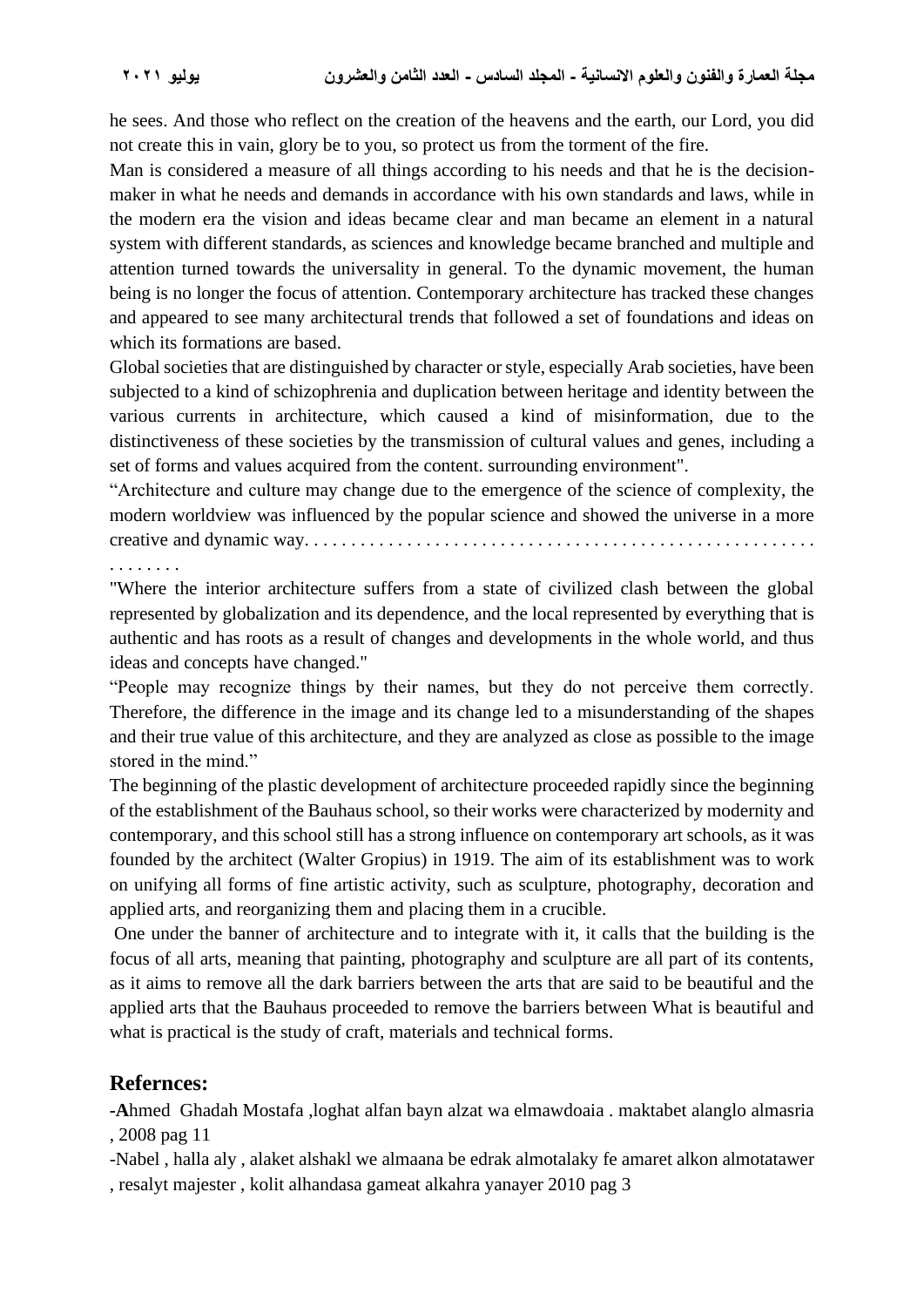he sees. And those who reflect on the creation of the heavens and the earth, our Lord, you did not create this in vain, glory be to you, so protect us from the torment of the fire.

Man is considered a measure of all things according to his needs and that he is the decision-maker in what he needs and demands in accordance with his own standards and laws, while in the modern era the vision and ideas became clear and man became an element in a natural system with different standards, as sciences and knowledge became branched and multiple and attention turned towards the universality in general. To the dynamic movement, the human being is no longer the focus of attention. Contemporary architecture has tracked these changes and appeared to see many architectural trends that followed a set of foundations and ideas on which its formations are based.

Global societies that are distinguished by character or style, especially Arab societies, have been subjected to a kind of schizophrenia and duplication between heritage and identity between the various currents in architecture, which caused a kind of misinformation, due to the distinctiveness of these societies by the transmission of cultural values and genes, including a set of forms and values acquired from the content. surrounding environment".

"Architecture and culture may change due to the emergence of the science of complexity, the modern worldview was influenced by the popular science and showed the universe in a more creative and dynamic way. . . . . . . . . . . . . . . . . . . . . . . . . . . . . . . . . . . . . . . . . . . . . . . . . . . . . . . . . . . .

"Where the interior architecture suffers from a state of civilized clash between the global represented by globalization and its dependence, and the local represented by everything that is authentic and has roots as a result of changes and developments in the whole world, and thus ideas and concepts have changed."

"People may recognize things by their names, but they do not perceive them correctly. Therefore, the difference in the image and its change led to a misunderstanding of the shapes and their true value of this architecture, and they are analyzed as close as possible to the image stored in the mind."

The beginning of the plastic development of architecture proceeded rapidly since the beginning of the establishment of the Bauhaus school, so their works were characterized by modernity and contemporary, and this school still has a strong influence on contemporary art schools, as it was founded by the architect (Walter Gropius) in 1919. The aim of its establishment was to work on unifying all forms of fine artistic activity, such as sculpture, photography, decoration and applied arts, and reorganizing them and placing them in a crucible.

One under the banner of architecture and to integrate with it, it calls that the building is the focus of all arts, meaning that painting, photography and sculpture are all part of its contents, as it aims to remove all the dark barriers between the arts that are said to be beautiful and the applied arts that the Bauhaus proceeded to remove the barriers between What is beautiful and what is practical is the study of craft, materials and technical forms.

## Refernces:

-**A**hmed Ghadah Mostafa ,loghat alfan bayn alzat wa elmawdoaia . maktabet alanglo almasria , 2008 pag 11

-Nabel , halla aly , alaket alshakl we almaana be edrak almotalaky fe amaret alkon almotatawer , resalyt majester , kolit alhandasa gameat alkahra yanayer 2010 pag 3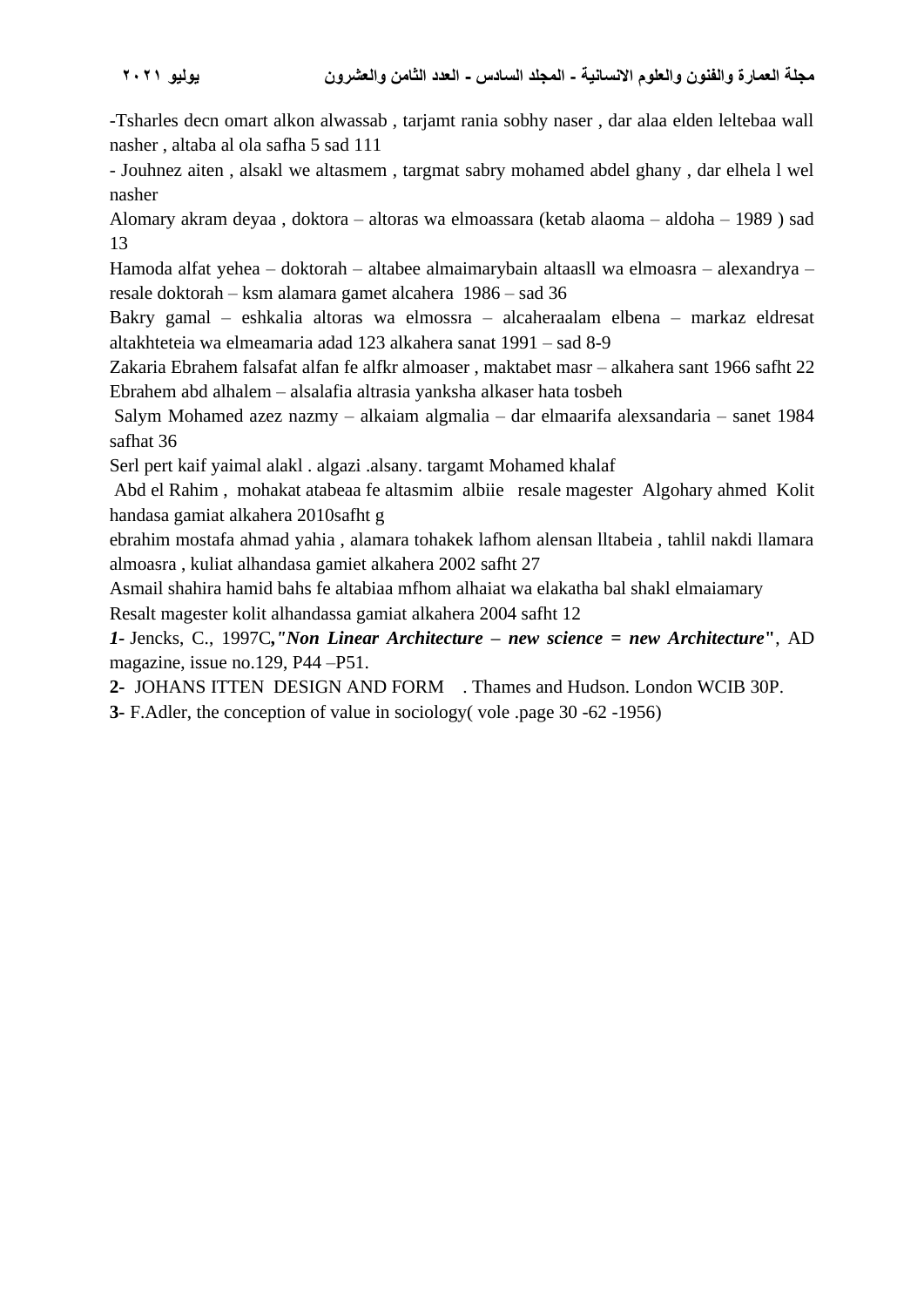-Tsharles decn omart alkon alwassab , tarjamt rania sobhy naser , dar alaa elden leltebaa wall nasher , altaba al ola safha 5 sad 111

- Jouhnez aiten , alsakl we altasmem , targmat sabry mohamed abdel ghany , dar elhela l wel nasher

Alomary akram deyaa , doktora – altoras wa elmoassara (ketab alaoma – aldoha – 1989 ) sad 13

Hamoda alfat yehea – doktorah – altabee almaimarybain altaasll wa elmoasra – alexandrya – resale doktorah – ksm alamara gamet alcahera 1986 – sad 36

Bakry gamal – eshkalia altoras wa elmossra – alcaheraalam elbena – markaz eldresat altakhteteia wa elmeamaria adad 123 alkahera sanat 1991 – sad 8-9

Zakaria Ebrahem falsafat alfan fe alfkr almoaser , maktabet masr – alkahera sant 1966 safht 22

Ebrahem abd alhalem – alsalafia altrasia yanksha alkaser hata tosbeh

Salym Mohamed azez nazmy – alkaiam algmalia – dar elmaarifa alexsandaria – sanet 1984 safhat 36

Serl pert kaif yaimal alakl . algazi .alsany. targamt Mohamed khalaf

Abd el Rahim , mohakat atabeaa fe altasmim albiie resale magester Algohary ahmed Kolit handasa gamiat alkahera 2010safht g

ebrahim mostafa ahmad yahia , alamara tohakek lafhom alensan lltabeia , tahlil nakdi llamara almoasra , kuliat alhandasa gamiet alkahera 2002 safht 27

Asmail shahira hamid bahs fe altabiaa mfhom alhaiat wa elakatha bal shakl elmaiamary

Resalt magester kolit alhandassa gamiat alkahera 2004 safht 12

***1-*** Jencks, C., 1997C***,"Non Linear Architecture – new science = new Architecture*****"**, AD magazine, issue no.129, P44 –P51.

**2-** JOHANS ITTEN DESIGN AND FORM . Thames and Hudson. London WCIB 30P.

**3-** F.Adler, the conception of value in sociology( vole .page 30 -62 -1956)